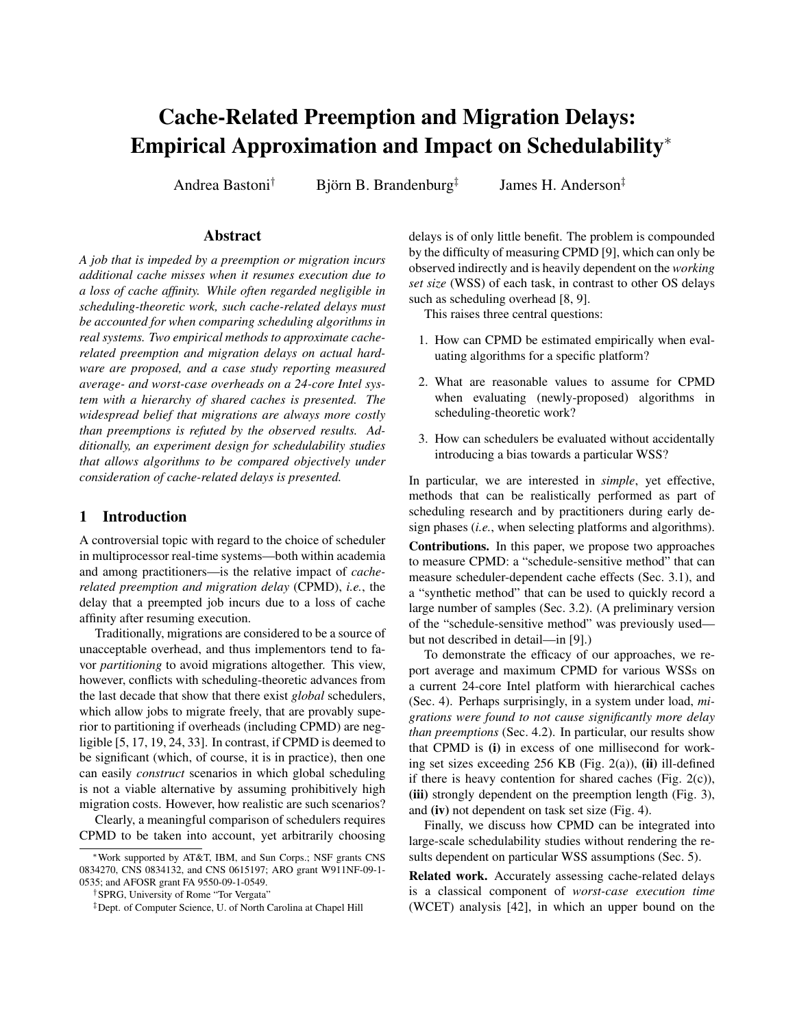# Cache-Related Preemption and Migration Delays: Empirical Approximation and Impact on Schedulability*

Andrea Bastoni[†] Björn B. Brandenburg[‡] James H. Anderson[‡]

## Abstract

*A job that is impeded by a preemption or migration incurs additional cache misses when it resumes execution due to a loss of cache affinity. While often regarded negligible in scheduling-theoretic work, such cache-related delays must be accounted for when comparing scheduling algorithms in real systems. Two empirical methods to approximate cache-related preemption and migration delays on actual hardware are proposed, and a case study reporting measured average- and worst-case overheads on a 24-core Intel system with a hierarchy of shared caches is presented. The widespread belief that migrations are always more costly than preemptions is refuted by the observed results. Additionally, an experiment design for schedulability studies that allows algorithms to be compared objectively under consideration of cache-related delays is presented.*

## 1 Introduction

A controversial topic with regard to the choice of scheduler in multiprocessor real-time systems—both within academia and among practitioners—is the relative impact of *cache-related preemption and migration delay* (CPMD), *i.e.*, the delay that a preempted job incurs due to a loss of cache affinity after resuming execution.

Traditionally, migrations are considered to be a source of unacceptable overhead, and thus implementors tend to favor *partitioning* to avoid migrations altogether. This view, however, conflicts with scheduling-theoretic advances from the last decade that show that there exist *global* schedulers, which allow jobs to migrate freely, that are provably superior to partitioning if overheads (including CPMD) are negligible [5, 17, 19, 24, 33]. In contrast, if CPMD is deemed to be significant (which, of course, it is in practice), then one can easily *construct* scenarios in which global scheduling is not a viable alternative by assuming prohibitively high migration costs. However, how realistic are such scenarios?

Clearly, a meaningful comparison of schedulers requires CPMD to be taken into account, yet arbitrarily choosing delays is of only little benefit. The problem is compounded by the difficulty of measuring CPMD [9], which can only be observed indirectly and is heavily dependent on the *working set size* (WSS) of each task, in contrast to other OS delays such as scheduling overhead [8, 9].

This raises three central questions:

1. How can CPMD be estimated empirically when evaluating algorithms for a specific platform?
2. What are reasonable values to assume for CPMD when evaluating (newly-proposed) algorithms in scheduling-theoretic work?
3. How can schedulers be evaluated without accidentally introducing a bias towards a particular WSS?

In particular, we are interested in *simple*, yet effective, methods that can be realistically performed as part of scheduling research and by practitioners during early design phases (*i.e.*, when selecting platforms and algorithms).

**Contributions.** In this paper, we propose two approaches to measure CPMD: a "schedule-sensitive method" that can measure scheduler-dependent cache effects (Sec. 3.1), and a "synthetic method" that can be used to quickly record a large number of samples (Sec. 3.2). (A preliminary version of the "schedule-sensitive method" was previously used—but not described in detail—in [9].)

To demonstrate the efficacy of our approaches, we report average and maximum CPMD for various WSSs on a current 24-core Intel platform with hierarchical caches (Sec. 4). Perhaps surprisingly, in a system under load, *migrations were found to not cause significantly more delay than preemptions* (Sec. 4.2). In particular, our results show that CPMD is **(i)** in excess of one millisecond for working set sizes exceeding 256 KB (Fig. 2(a)), **(ii)** ill-defined if there is heavy contention for shared caches (Fig. 2(c)), **(iii)** strongly dependent on the preemption length (Fig. 3), and **(iv)** not dependent on task set size (Fig. 4).

Finally, we discuss how CPMD can be integrated into large-scale schedulability studies without rendering the results dependent on particular WSS assumptions (Sec. 5).

**Related work.** Accurately assessing cache-related delays is a classical component of *worst-case execution time* (WCET) analysis [42], in which an upper bound on the

---

*Work supported by AT&T, IBM, and Sun Corps.; NSF grants CNS 0834270, CNS 0834132, and CNS 0615197; ARO grant W911NF-09-1-0535; and AFOSR grant FA 9550-09-1-0549.

[†]SPRG, University of Rome "Tor Vergata"

[‡]Dept. of Computer Science, U. of North Carolina at Chapel Hill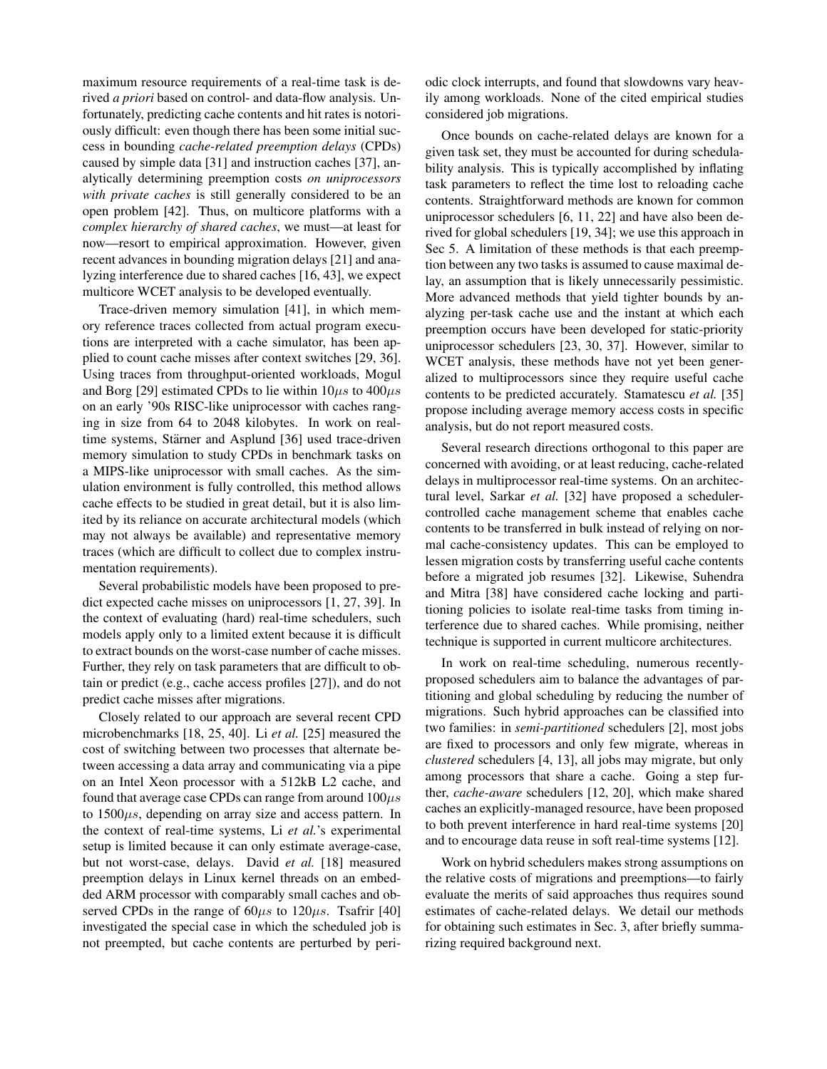maximum resource requirements of a real-time task is derived *a priori* based on control- and data-flow analysis. Unfortunately, predicting cache contents and hit rates is notoriously difficult: even though there has been some initial success in bounding *cache-related preemption delays* (CPDs) caused by simple data [31] and instruction caches [37], analytically determining preemption costs *on uniprocessors with private caches* is still generally considered to be an open problem [42]. Thus, on multicore platforms with a *complex hierarchy of shared caches*, we must—at least for now—resort to empirical approximation. However, given recent advances in bounding migration delays [21] and analyzing interference due to shared caches [16, 43], we expect multicore WCET analysis to be developed eventually.

Trace-driven memory simulation [41], in which memory reference traces collected from actual program executions are interpreted with a cache simulator, has been applied to count cache misses after context switches [29, 36]. Using traces from throughput-oriented workloads, Mogul and Borg [29] estimated CPDs to lie within $10\mu s$ to $400\mu s$ on an early '90s RISC-like uniprocessor with caches ranging in size from 64 to 2048 kilobytes. In work on real-time systems, Stärner and Asplund [36] used trace-driven memory simulation to study CPDs in benchmark tasks on a MIPS-like uniprocessor with small caches. As the simulation environment is fully controlled, this method allows cache effects to be studied in great detail, but it is also limited by its reliance on accurate architectural models (which may not always be available) and representative memory traces (which are difficult to collect due to complex instrumentation requirements).

Several probabilistic models have been proposed to predict expected cache misses on uniprocessors [1, 27, 39]. In the context of evaluating (hard) real-time schedulers, such models apply only to a limited extent because it is difficult to extract bounds on the worst-case number of cache misses. Further, they rely on task parameters that are difficult to obtain or predict (e.g., cache access profiles [27]), and do not predict cache misses after migrations.

Closely related to our approach are several recent CPD microbenchmarks [18, 25, 40]. Li *et al.* [25] measured the cost of switching between two processes that alternate between accessing a data array and communicating via a pipe on an Intel Xeon processor with a 512kB L2 cache, and found that average case CPDs can range from around $100\mu s$ to $1500\mu s$, depending on array size and access pattern. In the context of real-time systems, Li *et al.*'s experimental setup is limited because it can only estimate average-case, but not worst-case, delays. David *et al.* [18] measured preemption delays in Linux kernel threads on an embedded ARM processor with comparably small caches and observed CPDs in the range of $60\mu s$ to $120\mu s$. Tsafrir [40] investigated the special case in which the scheduled job is not preempted, but cache contents are perturbed by periodic clock interrupts, and found that slowdowns vary heavily among workloads. None of the cited empirical studies considered job migrations.

Once bounds on cache-related delays are known for a given task set, they must be accounted for during schedulability analysis. This is typically accomplished by inflating task parameters to reflect the time lost to reloading cache contents. Straightforward methods are known for common uniprocessor schedulers [6, 11, 22] and have also been derived for global schedulers [19, 34]; we use this approach in Sec 5. A limitation of these methods is that each preemption between any two tasks is assumed to cause maximal delay, an assumption that is likely unnecessarily pessimistic. More advanced methods that yield tighter bounds by analyzing per-task cache use and the instant at which each preemption occurs have been developed for static-priority uniprocessor schedulers [23, 30, 37]. However, similar to WCET analysis, these methods have not yet been generalized to multiprocessors since they require useful cache contents to be predicted accurately. Stamatescu *et al.* [35] propose including average memory access costs in specific analysis, but do not report measured costs.

Several research directions orthogonal to this paper are concerned with avoiding, or at least reducing, cache-related delays in multiprocessor real-time systems. On an architectural level, Sarkar *et al.* [32] have proposed a scheduler-controlled cache management scheme that enables cache contents to be transferred in bulk instead of relying on normal cache-consistency updates. This can be employed to lessen migration costs by transferring useful cache contents before a migrated job resumes [32]. Likewise, Suhendra and Mitra [38] have considered cache locking and partitioning policies to isolate real-time tasks from timing interference due to shared caches. While promising, neither technique is supported in current multicore architectures.

In work on real-time scheduling, numerous recently-proposed schedulers aim to balance the advantages of partitioning and global scheduling by reducing the number of migrations. Such hybrid approaches can be classified into two families: in *semi-partitioned* schedulers [2], most jobs are fixed to processors and only few migrate, whereas in *clustered* schedulers [4, 13], all jobs may migrate, but only among processors that share a cache. Going a step further, *cache-aware* schedulers [12, 20], which make shared caches an explicitly-managed resource, have been proposed to both prevent interference in hard real-time systems [20] and to encourage data reuse in soft real-time systems [12].

Work on hybrid schedulers makes strong assumptions on the relative costs of migrations and preemptions—to fairly evaluate the merits of said approaches thus requires sound estimates of cache-related delays. We detail our methods for obtaining such estimates in Sec. 3, after briefly summarizing required background next.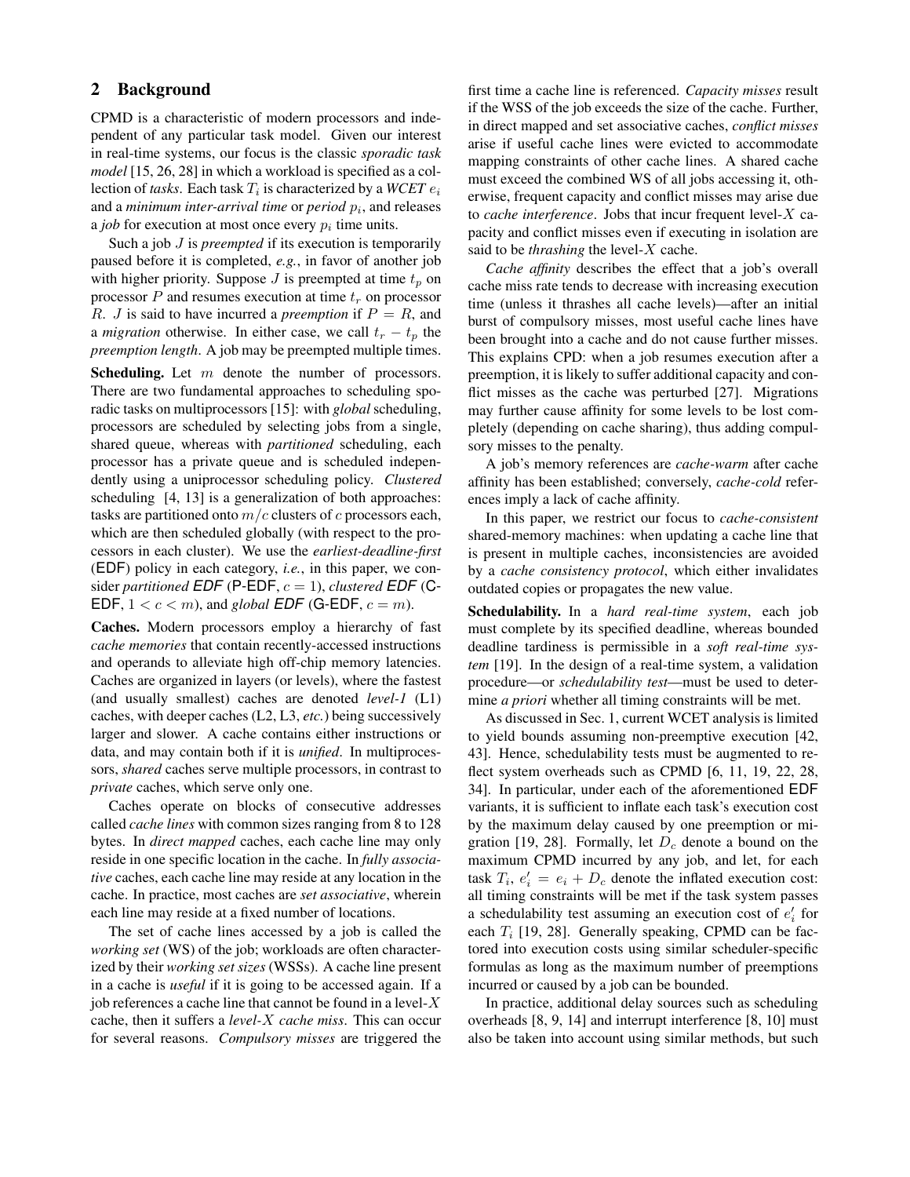## 2 Background

CPMD is a characteristic of modern processors and independent of any particular task model. Given our interest in real-time systems, our focus is the classic *sporadic task model* [15, 26, 28] in which a workload is specified as a collection of *tasks*. Each task $T_i$ is characterized by a *WCET* $e_i$ and a *minimum inter-arrival time* or *period* $p_i$, and releases a *job* for execution at most once every $p_i$ time units.

Such a job $J$ is *preempted* if its execution is temporarily paused before it is completed, *e.g.*, in favor of another job with higher priority. Suppose $J$ is preempted at time $t_p$ on processor $P$ and resumes execution at time $t_r$ on processor $R$. $J$ is said to have incurred a *preemption* if $P = R$, and a *migration* otherwise. In either case, we call $t_r - t_p$ the *preemption length*. A job may be preempted multiple times.

**Scheduling.** Let $m$ denote the number of processors. There are two fundamental approaches to scheduling sporadic tasks on multiprocessors [15]: with *global* scheduling, processors are scheduled by selecting jobs from a single, shared queue, whereas with *partitioned* scheduling, each processor has a private queue and is scheduled independently using a uniprocessor scheduling policy. *Clustered* scheduling [4, 13] is a generalization of both approaches: tasks are partitioned onto $m/c$ clusters of $c$ processors each, which are then scheduled globally (with respect to the processors in each cluster). We use the *earliest-deadline-first* (EDF) policy in each category, *i.e.*, in this paper, we consider *partitioned EDF* (P-EDF, $c = 1$), *clustered EDF* (C-EDF, $1 < c < m$), and *global EDF* (G-EDF, $c = m$).

**Caches.** Modern processors employ a hierarchy of fast *cache memories* that contain recently-accessed instructions and operands to alleviate high off-chip memory latencies. Caches are organized in layers (or levels), where the fastest (and usually smallest) caches are denoted *level-1* (L1) caches, with deeper caches (L2, L3, *etc.*) being successively larger and slower. A cache contains either instructions or data, and may contain both if it is *unified*. In multiprocessors, *shared* caches serve multiple processors, in contrast to *private* caches, which serve only one.

Caches operate on blocks of consecutive addresses called *cache lines* with common sizes ranging from 8 to 128 bytes. In *direct mapped* caches, each cache line may only reside in one specific location in the cache. In *fully associative* caches, each cache line may reside at any location in the cache. In practice, most caches are *set associative*, wherein each line may reside at a fixed number of locations.

The set of cache lines accessed by a job is called the *working set* (WS) of the job; workloads are often characterized by their *working set sizes* (WSSs). A cache line present in a cache is *useful* if it is going to be accessed again. If a job references a cache line that cannot be found in a level-$X$ cache, then it suffers a *level-$X$ cache miss*. This can occur for several reasons. *Compulsory misses* are triggered the first time a cache line is referenced. *Capacity misses* result if the WSS of the job exceeds the size of the cache. Further, in direct mapped and set associative caches, *conflict misses* arise if useful cache lines were evicted to accommodate mapping constraints of other cache lines. A shared cache must exceed the combined WS of all jobs accessing it, otherwise, frequent capacity and conflict misses may arise due to *cache interference*. Jobs that incur frequent level-$X$ capacity and conflict misses even if executing in isolation are said to be *thrashing* the level-$X$ cache.

*Cache affinity* describes the effect that a job's overall cache miss rate tends to decrease with increasing execution time (unless it thrashes all cache levels)—after an initial burst of compulsory misses, most useful cache lines have been brought into a cache and do not cause further misses. This explains CPD: when a job resumes execution after a preemption, it is likely to suffer additional capacity and conflict misses as the cache was perturbed [27]. Migrations may further cause affinity for some levels to be lost completely (depending on cache sharing), thus adding compulsory misses to the penalty.

A job's memory references are *cache-warm* after cache affinity has been established; conversely, *cache-cold* references imply a lack of cache affinity.

In this paper, we restrict our focus to *cache-consistent* shared-memory machines: when updating a cache line that is present in multiple caches, inconsistencies are avoided by a *cache consistency protocol*, which either invalidates outdated copies or propagates the new value.

**Schedulability.** In a *hard real-time system*, each job must complete by its specified deadline, whereas bounded deadline tardiness is permissible in a *soft real-time system* [19]. In the design of a real-time system, a validation procedure—or *schedulability test*—must be used to determine *a priori* whether all timing constraints will be met.

As discussed in Sec. 1, current WCET analysis is limited to yield bounds assuming non-preemptive execution [42, 43]. Hence, schedulability tests must be augmented to reflect system overheads such as CPMD [6, 11, 19, 22, 28, 34]. In particular, under each of the aforementioned EDF variants, it is sufficient to inflate each task's execution cost by the maximum delay caused by one preemption or migration [19, 28]. Formally, let $D_c$ denote a bound on the maximum CPMD incurred by any job, and let, for each task $T_i$, $e'_i = e_i + D_c$ denote the inflated execution cost: all timing constraints will be met if the task system passes a schedulability test assuming an execution cost of $e'_i$ for each $T_i$ [19, 28]. Generally speaking, CPMD can be factored into execution costs using similar scheduler-specific formulas as long as the maximum number of preemptions incurred or caused by a job can be bounded.

In practice, additional delay sources such as scheduling overheads [8, 9, 14] and interrupt interference [8, 10] must also be taken into account using similar methods, but such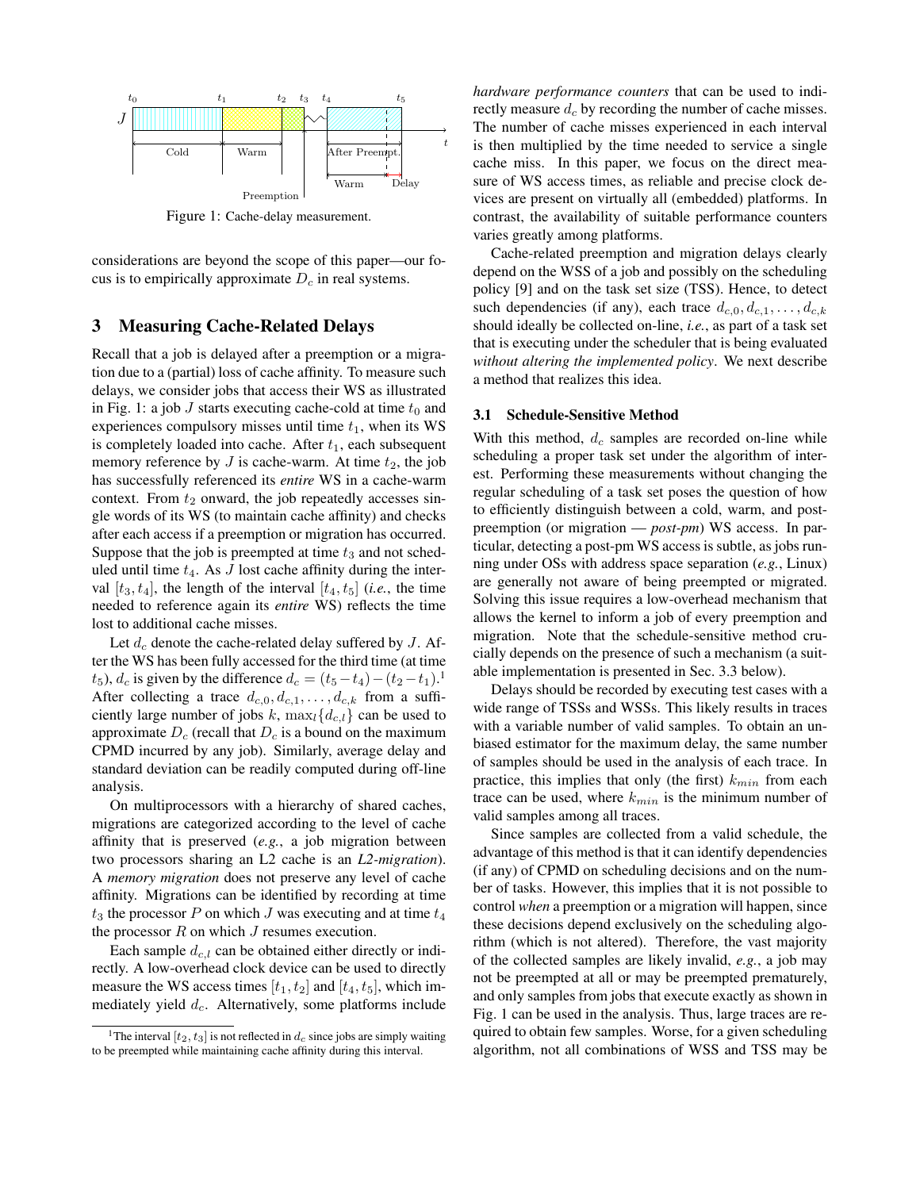Figure 1: Cache-delay measurement.

considerations are beyond the scope of this paper—our focus is to empirically approximate $D_c$ in real systems.

## 3 Measuring Cache-Related Delays

Recall that a job is delayed after a preemption or a migration due to a (partial) loss of cache affinity. To measure such delays, we consider jobs that access their WS as illustrated in Fig. 1: a job $J$ starts executing cache-cold at time $t_0$ and experiences compulsory misses until time $t_1$, when its WS is completely loaded into cache. After $t_1$, each subsequent memory reference by $J$ is cache-warm. At time $t_2$, the job has successfully referenced its ***entire*** WS in a cache-warm context. From $t_2$ onward, the job repeatedly accesses single words of its WS (to maintain cache affinity) and checks after each access if a preemption or migration has occurred. Suppose that the job is preempted at time $t_3$ and not scheduled until time $t_4$. As $J$ lost cache affinity during the interval $[t_3, t_4]$, the length of the interval $[t_4, t_5]$ (***i.e.***, the time needed to reference again its ***entire*** WS) reflects the time lost to additional cache misses.

Let $d_c$ denote the cache-related delay suffered by $J$. After the WS has been fully accessed for the third time (at time $t_5$), $d_c$ is given by the difference $d_c = (t_5 - t_4) - (t_2 - t_1)$.[1] After collecting a trace $d_{c,0}, d_{c,1}, \ldots, d_{c,k}$ from a sufficiently large number of jobs $k$, $\max_l\{d_{c,l}\}$ can be used to approximate $D_c$ (recall that $D_c$ is a bound on the maximum CPMD incurred by any job). Similarly, average delay and standard deviation can be readily computed during off-line analysis.

On multiprocessors with a hierarchy of shared caches, migrations are categorized according to the level of cache affinity that is preserved (***e.g.***, a job migration between two processors sharing an L2 cache is an *L2-migration*). A *memory migration* does not preserve any level of cache affinity. Migrations can be identified by recording at time $t_3$ the processor $P$ on which $J$ was executing and at time $t_4$ the processor $R$ on which $J$ resumes execution.

Each sample $d_{c,l}$ can be obtained either directly or indirectly. A low-overhead clock device can be used to directly measure the WS access times $[t_1, t_2]$ and $[t_4, t_5]$, which immediately yield $d_c$. Alternatively, some platforms include *hardware performance counters* that can be used to indirectly measure $d_c$ by recording the number of cache misses. The number of cache misses experienced in each interval is then multiplied by the time needed to service a single cache miss. In this paper, we focus on the direct measure of WS access times, as reliable and precise clock devices are present on virtually all (embedded) platforms. In contrast, the availability of suitable performance counters varies greatly among platforms.

Cache-related preemption and migration delays clearly depend on the WSS of a job and possibly on the scheduling policy [9] and on the task set size (TSS). Hence, to detect such dependencies (if any), each trace $d_{c,0}, d_{c,1}, \ldots, d_{c,k}$ should ideally be collected on-line, ***i.e.***, as part of a task set that is executing under the scheduler that is being evaluated *without altering the implemented policy*. We next describe a method that realizes this idea.

### 3.1 Schedule-Sensitive Method

With this method, $d_c$ samples are recorded on-line while scheduling a proper task set under the algorithm of interest. Performing these measurements without changing the regular scheduling of a task set poses the question of how to efficiently distinguish between a cold, warm, and post-preemption (or migration — *post-pm*) WS access. In particular, detecting a post-pm WS access is subtle, as jobs running under OSs with address space separation (***e.g.***, Linux) are generally not aware of being preempted or migrated. Solving this issue requires a low-overhead mechanism that allows the kernel to inform a job of every preemption and migration. Note that the schedule-sensitive method crucially depends on the presence of such a mechanism (a suitable implementation is presented in Sec. 3.3 below).

Delays should be recorded by executing test cases with a wide range of TSSs and WSSs. This likely results in traces with a variable number of valid samples. To obtain an unbiased estimator for the maximum delay, the same number of samples should be used in the analysis of each trace. In practice, this implies that only (the first) $k_{min}$ from each trace can be used, where $k_{min}$ is the minimum number of valid samples among all traces.

Since samples are collected from a valid schedule, the advantage of this method is that it can identify dependencies (if any) of CPMD on scheduling decisions and on the number of tasks. However, this implies that it is not possible to control *when* a preemption or a migration will happen, since these decisions depend exclusively on the scheduling algorithm (which is not altered). Therefore, the vast majority of the collected samples are likely invalid, ***e.g.***, a job may not be preempted at all or may be preempted prematurely, and only samples from jobs that execute exactly as shown in Fig. 1 can be used in the analysis. Thus, large traces are required to obtain few samples. Worse, for a given scheduling algorithm, not all combinations of WSS and TSS may be

[1] The interval $[t_2, t_3]$ is not reflected in $d_c$ since jobs are simply waiting to be preempted while maintaining cache affinity during this interval.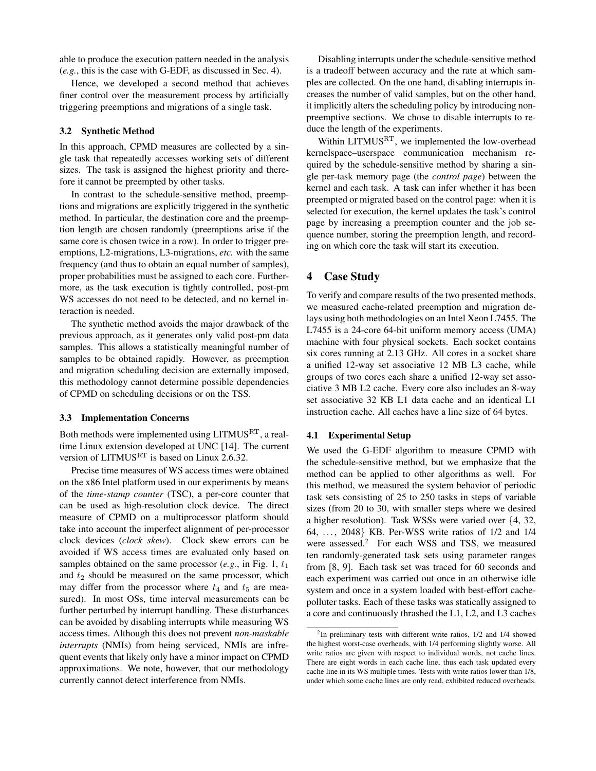able to produce the execution pattern needed in the analysis (*e.g.*, this is the case with G-EDF, as discussed in Sec. 4).

Hence, we developed a second method that achieves finer control over the measurement process by artificially triggering preemptions and migrations of a single task.

### 3.2 Synthetic Method

In this approach, CPMD measures are collected by a single task that repeatedly accesses working sets of different sizes. The task is assigned the highest priority and therefore it cannot be preempted by other tasks.

In contrast to the schedule-sensitive method, preemptions and migrations are explicitly triggered in the synthetic method. In particular, the destination core and the preemption length are chosen randomly (preemptions arise if the same core is chosen twice in a row). In order to trigger preemptions, L2-migrations, L3-migrations, *etc.* with the same frequency (and thus to obtain an equal number of samples), proper probabilities must be assigned to each core. Furthermore, as the task execution is tightly controlled, post-pm WS accesses do not need to be detected, and no kernel interaction is needed.

The synthetic method avoids the major drawback of the previous approach, as it generates only valid post-pm data samples. This allows a statistically meaningful number of samples to be obtained rapidly. However, as preemption and migration scheduling decision are externally imposed, this methodology cannot determine possible dependencies of CPMD on scheduling decisions or on the TSS.

### 3.3 Implementation Concerns

Both methods were implemented using LITMUS$^{\mathrm{RT}}$, a real-time Linux extension developed at UNC [14]. The current version of LITMUS$^{\mathrm{RT}}$ is based on Linux 2.6.32.

Precise time measures of WS access times were obtained on the x86 Intel platform used in our experiments by means of the *time-stamp counter* (TSC), a per-core counter that can be used as high-resolution clock device. The direct measure of CPMD on a multiprocessor platform should take into account the imperfect alignment of per-processor clock devices (*clock skew*). Clock skew errors can be avoided if WS access times are evaluated only based on samples obtained on the same processor (*e.g.*, in Fig. 1, $t_1$ and $t_2$ should be measured on the same processor, which may differ from the processor where $t_4$ and $t_5$ are measured). In most OSs, time interval measurements can be further perturbed by interrupt handling. These disturbances can be avoided by disabling interrupts while measuring WS access times. Although this does not prevent *non-maskable interrupts* (NMIs) from being serviced, NMIs are infrequent events that likely only have a minor impact on CPMD approximations. We note, however, that our methodology currently cannot detect interference from NMIs.

Disabling interrupts under the schedule-sensitive method is a tradeoff between accuracy and the rate at which samples are collected. On the one hand, disabling interrupts increases the number of valid samples, but on the other hand, it implicitly alters the scheduling policy by introducing non-preemptive sections. We chose to disable interrupts to reduce the length of the experiments.

Within LITMUS$^{\mathrm{RT}}$, we implemented the low-overhead kernelspace–userspace communication mechanism required by the schedule-sensitive method by sharing a single per-task memory page (the *control page*) between the kernel and each task. A task can infer whether it has been preempted or migrated based on the control page: when it is selected for execution, the kernel updates the task's control page by increasing a preemption counter and the job sequence number, storing the preemption length, and recording on which core the task will start its execution.

## 4 Case Study

To verify and compare results of the two presented methods, we measured cache-related preemption and migration delays using both methodologies on an Intel Xeon L7455. The L7455 is a 24-core 64-bit uniform memory access (UMA) machine with four physical sockets. Each socket contains six cores running at 2.13 GHz. All cores in a socket share a unified 12-way set associative 12 MB L3 cache, while groups of two cores each share a unified 12-way set associative 3 MB L2 cache. Every core also includes an 8-way set associative 32 KB L1 data cache and an identical L1 instruction cache. All caches have a line size of 64 bytes.

### 4.1 Experimental Setup

We used the G-EDF algorithm to measure CPMD with the schedule-sensitive method, but we emphasize that the method can be applied to other algorithms as well. For this method, we measured the system behavior of periodic task sets consisting of 25 to 250 tasks in steps of variable sizes (from 20 to 30, with smaller steps where we desired a higher resolution). Task WSSs were varied over $\{4, 32, 64, \ldots, 2048\}$ KB. Per-WSS write ratios of 1/2 and 1/4 were assessed.[2] For each WSS and TSS, we measured ten randomly-generated task sets using parameter ranges from [8, 9]. Each task set was traced for 60 seconds and each experiment was carried out once in an otherwise idle system and once in a system loaded with best-effort cache-polluter tasks. Each of these tasks was statically assigned to a core and continuously thrashed the L1, L2, and L3 caches

[2] In preliminary tests with different write ratios, 1/2 and 1/4 showed the highest worst-case overheads, with 1/4 performing slightly worse. All write ratios are given with respect to individual words, not cache lines. There are eight words in each cache line, thus each task updated every cache line in its WS multiple times. Tests with write ratios lower than 1/8, under which some cache lines are only read, exhibited reduced overheads.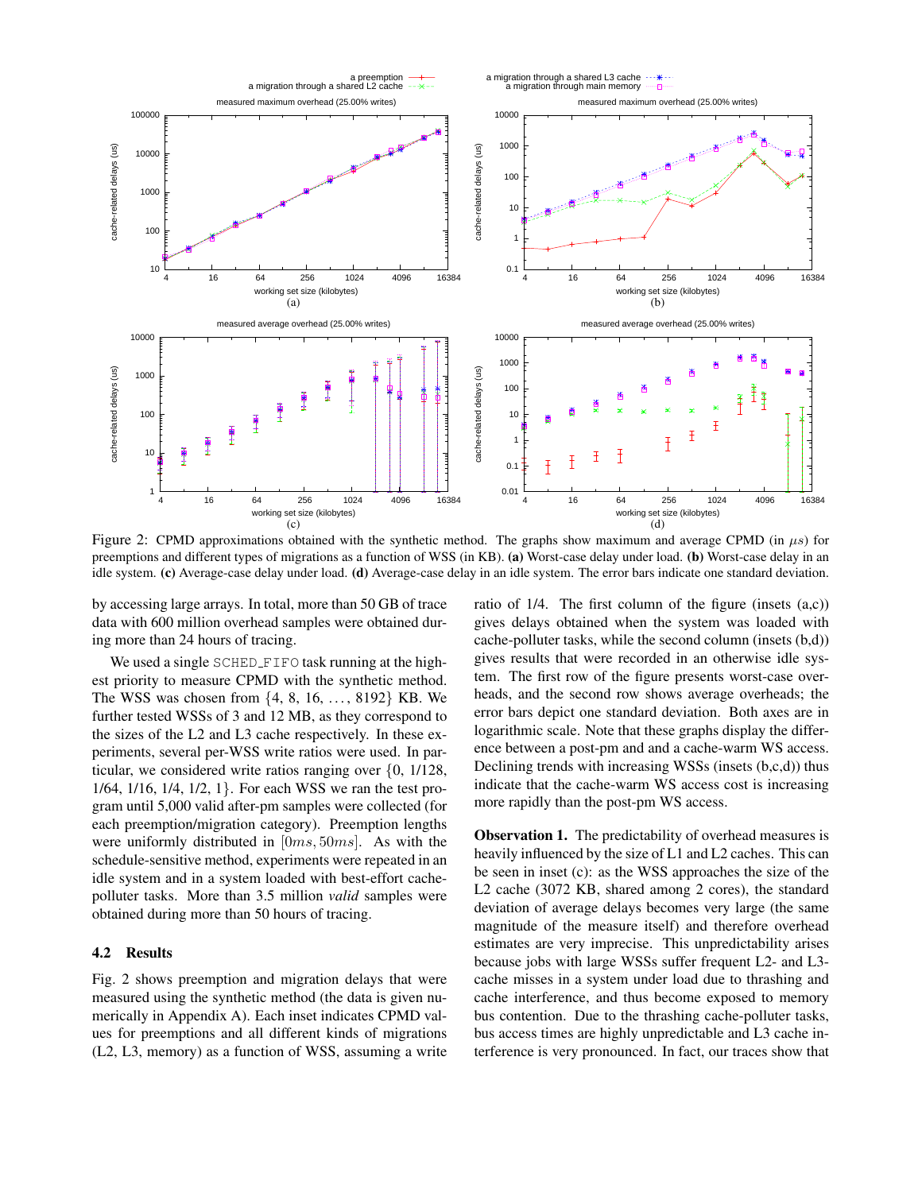Figure 2: CPMD approximations obtained with the synthetic method. The graphs show maximum and average CPMD (in $\mu s$) for preemptions and different types of migrations as a function of WSS (in KB). **(a)** Worst-case delay under load. **(b)** Worst-case delay in an idle system. **(c)** Average-case delay under load. **(d)** Average-case delay in an idle system. The error bars indicate one standard deviation.

by accessing large arrays. In total, more than 50 GB of trace data with 600 million overhead samples were obtained during more than 24 hours of tracing.

We used a single `SCHED_FIFO` task running at the highest priority to measure CPMD with the synthetic method. The WSS was chosen from $\{4, 8, 16, \ldots, 8192\}$ KB. We further tested WSSs of 3 and 12 MB, as they correspond to the sizes of the L2 and L3 cache respectively. In these experiments, several per-WSS write ratios were used. In particular, we considered write ratios ranging over $\{0, 1/128, 1/64, 1/16, 1/4, 1/2, 1\}$. For each WSS we ran the test program until 5,000 valid after-pm samples were collected (for each preemption/migration category). Preemption lengths were uniformly distributed in $[0ms, 50ms]$. As with the schedule-sensitive method, experiments were repeated in an idle system and in a system loaded with best-effort cache-polluter tasks. More than 3.5 million *valid* samples were obtained during more than 50 hours of tracing.

### 4.2 Results

Fig. 2 shows preemption and migration delays that were measured using the synthetic method (the data is given numerically in Appendix A). Each inset indicates CPMD values for preemptions and all different kinds of migrations (L2, L3, memory) as a function of WSS, assuming a write ratio of 1/4. The first column of the figure (insets (a,c)) gives delays obtained when the system was loaded with cache-polluter tasks, while the second column (insets (b,d)) gives results that were recorded in an otherwise idle system. The first row of the figure presents worst-case overheads, and the second row shows average overheads; the error bars depict one standard deviation. Both axes are in logarithmic scale. Note that these graphs display the difference between a post-pm and and a cache-warm WS access. Declining trends with increasing WSSs (insets (b,c,d)) thus indicate that the cache-warm WS access cost is increasing more rapidly than the post-pm WS access.

**Observation 1.** The predictability of overhead measures is heavily influenced by the size of L1 and L2 caches. This can be seen in inset (c): as the WSS approaches the size of the L2 cache (3072 KB, shared among 2 cores), the standard deviation of average delays becomes very large (the same magnitude of the measure itself) and therefore overhead estimates are very imprecise. This unpredictability arises because jobs with large WSSs suffer frequent L2- and L3-cache misses in a system under load due to thrashing and cache interference, and thus become exposed to memory bus contention. Due to the thrashing cache-polluter tasks, bus access times are highly unpredictable and L3 cache interference is very pronounced. In fact, our traces show that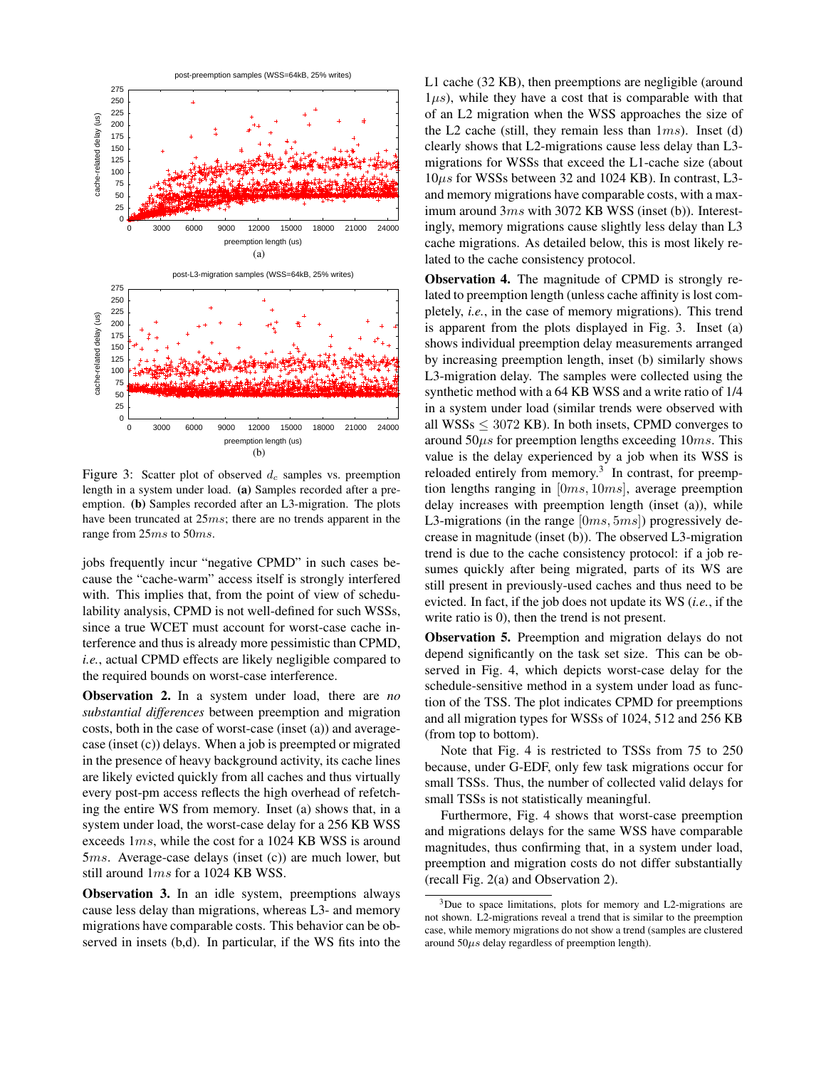Figure 3: Scatter plot of observed $d_c$ samples vs. preemption length in a system under load. **(a)** Samples recorded after a preemption. **(b)** Samples recorded after an L3-migration. The plots have been truncated at $25ms$; there are no trends apparent in the range from $25ms$ to $50ms$.

jobs frequently incur "negative CPMD" in such cases because the "cache-warm" access itself is strongly interfered with. This implies that, from the point of view of schedulability analysis, CPMD is not well-defined for such WSSs, since a true WCET must account for worst-case cache interference and thus is already more pessimistic than CPMD, *i.e.*, actual CPMD effects are likely negligible compared to the required bounds on worst-case interference.

**Observation 2.** In a system under load, there are *no substantial differences* between preemption and migration costs, both in the case of worst-case (inset (a)) and average-case (inset (c)) delays. When a job is preempted or migrated in the presence of heavy background activity, its cache lines are likely evicted quickly from all caches and thus virtually every post-pm access reflects the high overhead of refetching the entire WS from memory. Inset (a) shows that, in a system under load, the worst-case delay for a 256 KB WSS exceeds $1ms$, while the cost for a 1024 KB WSS is around $5ms$. Average-case delays (inset (c)) are much lower, but still around $1ms$ for a 1024 KB WSS.

**Observation 3.** In an idle system, preemptions always cause less delay than migrations, whereas L3- and memory migrations have comparable costs. This behavior can be observed in insets (b,d). In particular, if the WS fits into the L1 cache (32 KB), then preemptions are negligible (around $1\mu s$), while they have a cost that is comparable with that of an L2 migration when the WSS approaches the size of the L2 cache (still, they remain less than $1ms$). Inset (d) clearly shows that L2-migrations cause less delay than L3-migrations for WSSs that exceed the L1-cache size (about $10\mu s$ for WSSs between 32 and 1024 KB). In contrast, L3- and memory migrations have comparable costs, with a maximum around $3ms$ with 3072 KB WSS (inset (b)). Interestingly, memory migrations cause slightly less delay than L3 cache migrations. As detailed below, this is most likely related to the cache consistency protocol.

**Observation 4.** The magnitude of CPMD is strongly related to preemption length (unless cache affinity is lost completely, *i.e.*, in the case of memory migrations). This trend is apparent from the plots displayed in Fig. 3. Inset (a) shows individual preemption delay measurements arranged by increasing preemption length, inset (b) similarly shows L3-migration delay. The samples were collected using the synthetic method with a 64 KB WSS and a write ratio of 1/4 in a system under load (similar trends were observed with all WSSs $\leq$ 3072 KB). In both insets, CPMD converges to around $50\mu s$ for preemption lengths exceeding $10ms$. This value is the delay experienced by a job when its WSS is reloaded entirely from memory.[3] In contrast, for preemption lengths ranging in $[0ms, 10ms]$, average preemption delay increases with preemption length (inset (a)), while L3-migrations (in the range $[0ms, 5ms]$) progressively decrease in magnitude (inset (b)). The observed L3-migration trend is due to the cache consistency protocol: if a job resumes quickly after being migrated, parts of its WS are still present in previously-used caches and thus need to be evicted. In fact, if the job does not update its WS (*i.e.*, if the write ratio is 0), then the trend is not present.

**Observation 5.** Preemption and migration delays do not depend significantly on the task set size. This can be observed in Fig. 4, which depicts worst-case delay for the schedule-sensitive method in a system under load as function of the TSS. The plot indicates CPMD for preemptions and all migration types for WSSs of 1024, 512 and 256 KB (from top to bottom).

Note that Fig. 4 is restricted to TSSs from 75 to 250 because, under G-EDF, only few task migrations occur for small TSSs. Thus, the number of collected valid delays for small TSSs is not statistically meaningful.

Furthermore, Fig. 4 shows that worst-case preemption and migrations delays for the same WSS have comparable magnitudes, thus confirming that, in a system under load, preemption and migration costs do not differ substantially (recall Fig. 2(a) and Observation 2).

[3] Due to space limitations, plots for memory and L2-migrations are not shown. L2-migrations reveal a trend that is similar to the preemption case, while memory migrations do not show a trend (samples are clustered around $50\mu s$ delay regardless of preemption length).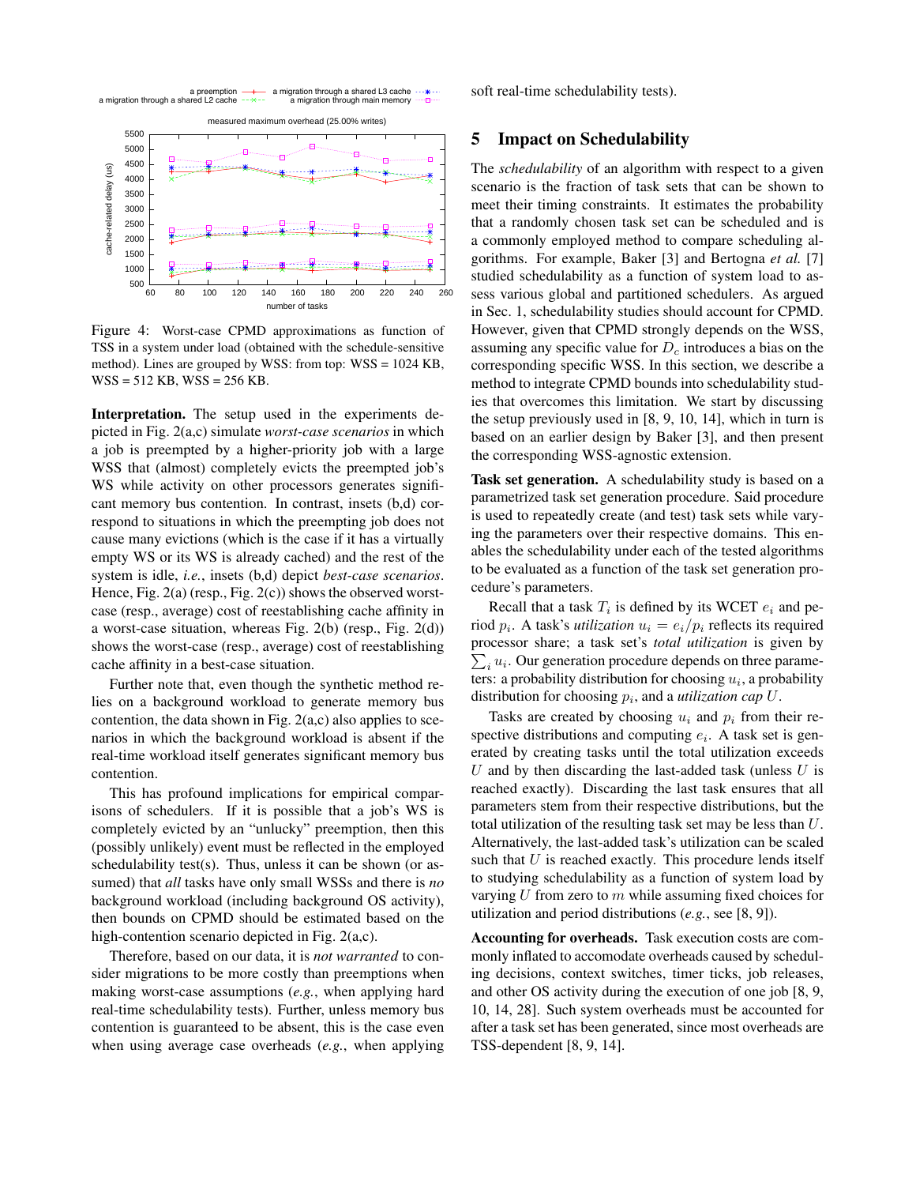Figure 4: Worst-case CPMD approximations as function of TSS in a system under load (obtained with the schedule-sensitive method). Lines are grouped by WSS: from top: WSS = 1024 KB, WSS = 512 KB, WSS = 256 KB.

**Interpretation.** The setup used in the experiments depicted in Fig. 2(a,c) simulate *worst-case scenarios* in which a job is preempted by a higher-priority job with a large WSS that (almost) completely evicts the preempted job's WS while activity on other processors generates significant memory bus contention. In contrast, insets (b,d) correspond to situations in which the preempting job does not cause many evictions (which is the case if it has a virtually empty WS or its WS is already cached) and the rest of the system is idle, *i.e.*, insets (b,d) depict *best-case scenarios*. Hence, Fig. 2(a) (resp., Fig. 2(c)) shows the observed worst-case (resp., average) cost of reestablishing cache affinity in a worst-case situation, whereas Fig. 2(b) (resp., Fig. 2(d)) shows the worst-case (resp., average) cost of reestablishing cache affinity in a best-case situation.

Further note that, even though the synthetic method relies on a background workload to generate memory bus contention, the data shown in Fig. 2(a,c) also applies to scenarios in which the background workload is absent if the real-time workload itself generates significant memory bus contention.

This has profound implications for empirical comparisons of schedulers. If it is possible that a job's WS is completely evicted by an "unlucky" preemption, then this (possibly unlikely) event must be reflected in the employed schedulability test(s). Thus, unless it can be shown (or assumed) that *all* tasks have only small WSSs and there is *no* background workload (including background OS activity), then bounds on CPMD should be estimated based on the high-contention scenario depicted in Fig. 2(a,c).

Therefore, based on our data, it is *not warranted* to consider migrations to be more costly than preemptions when making worst-case assumptions (*e.g.*, when applying hard real-time schedulability tests). Further, unless memory bus contention is guaranteed to be absent, this is the case even when using average case overheads (*e.g.*, when applying soft real-time schedulability tests).

## 5 Impact on Schedulability

The *schedulability* of an algorithm with respect to a given scenario is the fraction of task sets that can be shown to meet their timing constraints. It estimates the probability that a randomly chosen task set can be scheduled and is a commonly employed method to compare scheduling algorithms. For example, Baker [3] and Bertogna *et al.* [7] studied schedulability as a function of system load to assess various global and partitioned schedulers. As argued in Sec. 1, schedulability studies should account for CPMD. However, given that CPMD strongly depends on the WSS, assuming any specific value for $D_c$ introduces a bias on the corresponding specific WSS. In this section, we describe a method to integrate CPMD bounds into schedulability studies that overcomes this limitation. We start by discussing the setup previously used in [8, 9, 10, 14], which in turn is based on an earlier design by Baker [3], and then present the corresponding WSS-agnostic extension.

**Task set generation.** A schedulability study is based on a parametrized task set generation procedure. Said procedure is used to repeatedly create (and test) task sets while varying the parameters over their respective domains. This enables the schedulability under each of the tested algorithms to be evaluated as a function of the task set generation procedure's parameters.

Recall that a task $T_i$ is defined by its WCET $e_i$ and period $p_i$. A task's *utilization* $u_i = e_i/p_i$ reflects its required processor share; a task set's *total utilization* is given by $\sum_i u_i$. Our generation procedure depends on three parameters: a probability distribution for choosing $u_i$, a probability distribution for choosing $p_i$, and a *utilization cap* $U$.

Tasks are created by choosing $u_i$ and $p_i$ from their respective distributions and computing $e_i$. A task set is generated by creating tasks until the total utilization exceeds $U$ and by then discarding the last-added task (unless $U$ is reached exactly). Discarding the last task ensures that all parameters stem from their respective distributions, but the total utilization of the resulting task set may be less than $U$. Alternatively, the last-added task's utilization can be scaled such that $U$ is reached exactly. This procedure lends itself to studying schedulability as a function of system load by varying $U$ from zero to $m$ while assuming fixed choices for utilization and period distributions (*e.g.*, see [8, 9]).

**Accounting for overheads.** Task execution costs are commonly inflated to accomodate overheads caused by scheduling decisions, context switches, timer ticks, job releases, and other OS activity during the execution of one job [8, 9, 10, 14, 28]. Such system overheads must be accounted for after a task set has been generated, since most overheads are TSS-dependent [8, 9, 14].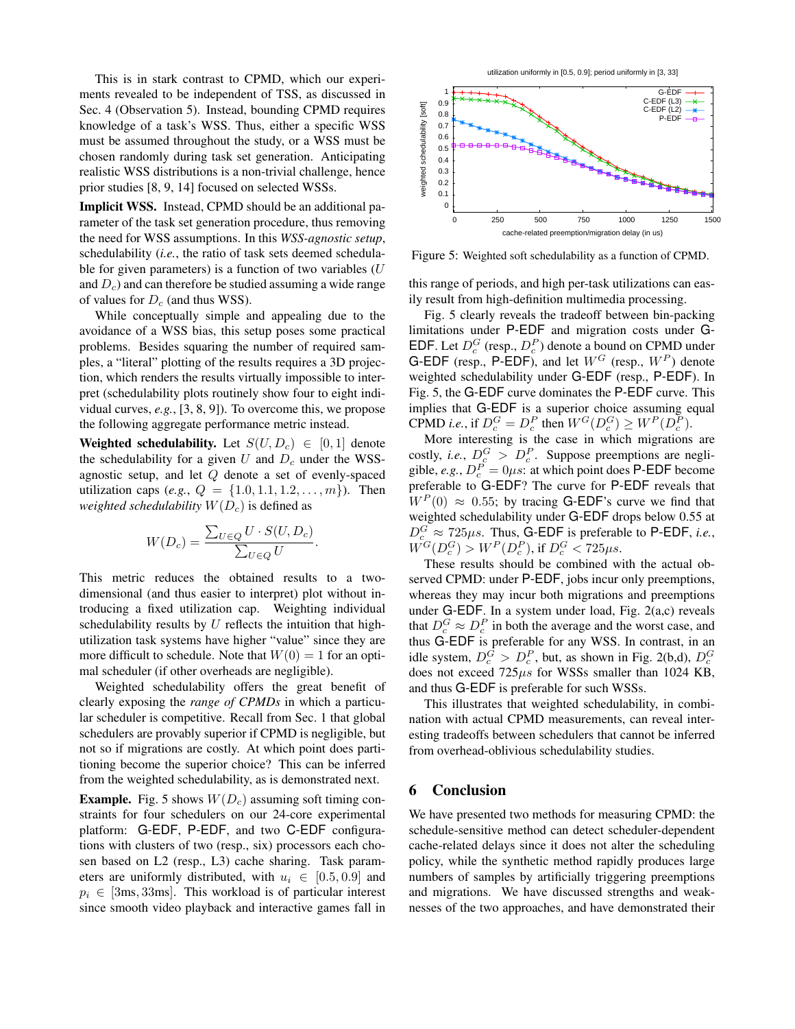This is in stark contrast to CPMD, which our experiments revealed to be independent of TSS, as discussed in Sec. 4 (Observation 5). Instead, bounding CPMD requires knowledge of a task's WSS. Thus, either a specific WSS must be assumed throughout the study, or a WSS must be chosen randomly during task set generation. Anticipating realistic WSS distributions is a non-trivial challenge, hence prior studies [8, 9, 14] focused on selected WSSs.

**Implicit WSS.** Instead, CPMD should be an additional parameter of the task set generation procedure, thus removing the need for WSS assumptions. In this *WSS-agnostic setup*, schedulability (*i.e.*, the ratio of task sets deemed schedulable for given parameters) is a function of two variables ($U$ and $D_c$) and can therefore be studied assuming a wide range of values for $D_c$ (and thus WSS).

While conceptually simple and appealing due to the avoidance of a WSS bias, this setup poses some practical problems. Besides squaring the number of required samples, a "literal" plotting of the results requires a 3D projection, which renders the results virtually impossible to interpret (schedulability plots routinely show four to eight individual curves, *e.g.*, [3, 8, 9]). To overcome this, we propose the following aggregate performance metric instead.

**Weighted schedulability.** Let $S(U, D_c) \in [0, 1]$ denote the schedulability for a given $U$ and $D_c$ under the WSS-agnostic setup, and let $Q$ denote a set of evenly-spaced utilization caps (*e.g.*, $Q = \{1.0, 1.1, 1.2, \ldots, m\}$). Then *weighted schedulability* $W(D_c)$ is defined as

$$W(D_c) = \frac{\sum_{U \in Q} U \cdot S(U, D_c)}{\sum_{U \in Q} U}.$$

This metric reduces the obtained results to a two-dimensional (and thus easier to interpret) plot without introducing a fixed utilization cap. Weighting individual schedulability results by $U$ reflects the intuition that high-utilization task systems have higher "value" since they are more difficult to schedule. Note that $W(0) = 1$ for an optimal scheduler (if other overheads are negligible).

Weighted schedulability offers the great benefit of clearly exposing the *range of CPMDs* in which a particular scheduler is competitive. Recall from Sec. 1 that global schedulers are provably superior if CPMD is negligible, but not so if migrations are costly. At which point does partitioning become the superior choice? This can be inferred from the weighted schedulability, as is demonstrated next.

**Example.** Fig. 5 shows $W(D_c)$ assuming soft timing constraints for four schedulers on our 24-core experimental platform: G-EDF, P-EDF, and two C-EDF configurations with clusters of two (resp., six) processors each chosen based on L2 (resp., L3) cache sharing. Task parameters are uniformly distributed, with $u_i \in [0.5, 0.9]$ and $p_i \in [3\text{ms}, 33\text{ms}]$. This workload is of particular interest since smooth video playback and interactive games fall in this range of periods, and high per-task utilizations can easily result from high-definition multimedia processing.

Figure 5: Weighted soft schedulability as a function of CPMD.

Fig. 5 clearly reveals the tradeoff between bin-packing limitations under P-EDF and migration costs under G-EDF. Let $D_c^G$ (resp., $D_c^P$) denote a bound on CPMD under G-EDF (resp., P-EDF), and let $W^G$ (resp., $W^P$) denote weighted schedulability under G-EDF (resp., P-EDF). In Fig. 5, the G-EDF curve dominates the P-EDF curve. This implies that G-EDF is a superior choice assuming equal CPMD *i.e.*, if $D_c^G = D_c^P$ then $W^G(D_c^G) \geq W^P(D_c^P)$.

More interesting is the case in which migrations are costly, *i.e.*, $D_c^G > D_c^P$. Suppose preemptions are negligible, *e.g.*, $D_c^P = 0\mu s$: at which point does P-EDF become preferable to G-EDF? The curve for P-EDF reveals that $W^P(0) \approx 0.55$; by tracing G-EDF's curve we find that weighted schedulability under G-EDF drops below 0.55 at $D_c^G \approx 725\mu s$. Thus, G-EDF is preferable to P-EDF, *i.e.*, $W^G(D_c^G) > W^P(D_c^P)$, if $D_c^G < 725\mu s$.

These results should be combined with the actual observed CPMD: under P-EDF, jobs incur only preemptions, whereas they may incur both migrations and preemptions under G-EDF. In a system under load, Fig. 2(a,c) reveals that $D_c^G \approx D_c^P$ in both the average and the worst case, and thus G-EDF is preferable for any WSS. In contrast, in an idle system, $D_c^G > D_c^P$, but, as shown in Fig. 2(b,d), $D_c^G$ does not exceed $725\mu s$ for WSSs smaller than 1024 KB, and thus G-EDF is preferable for such WSSs.

This illustrates that weighted schedulability, in combination with actual CPMD measurements, can reveal interesting tradeoffs between schedulers that cannot be inferred from overhead-oblivious schedulability studies.

## 6 Conclusion

We have presented two methods for measuring CPMD: the schedule-sensitive method can detect scheduler-dependent cache-related delays since it does not alter the scheduling policy, while the synthetic method rapidly produces large numbers of samples by artificially triggering preemptions and migrations. We have discussed strengths and weaknesses of the two approaches, and have demonstrated their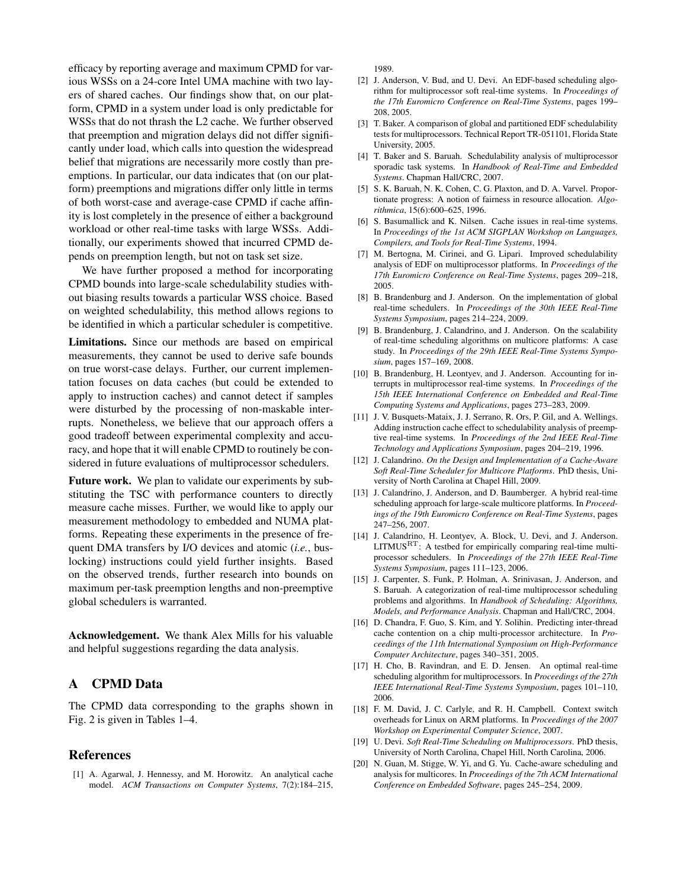efficacy by reporting average and maximum CPMD for various WSSs on a 24-core Intel UMA machine with two layers of shared caches. Our findings show that, on our platform, CPMD in a system under load is only predictable for WSSs that do not thrash the L2 cache. We further observed that preemption and migration delays did not differ significantly under load, which calls into question the widespread belief that migrations are necessarily more costly than preemptions. In particular, our data indicates that (on our platform) preemptions and migrations differ only little in terms of both worst-case and average-case CPMD if cache affinity is lost completely in the presence of either a background workload or other real-time tasks with large WSSs. Additionally, our experiments showed that incurred CPMD depends on preemption length, but not on task set size.

We have further proposed a method for incorporating CPMD bounds into large-scale schedulability studies without biasing results towards a particular WSS choice. Based on weighted schedulability, this method allows regions to be identified in which a particular scheduler is competitive.

**Limitations.** Since our methods are based on empirical measurements, they cannot be used to derive safe bounds on true worst-case delays. Further, our current implementation focuses on data caches (but could be extended to apply to instruction caches) and cannot detect if samples were disturbed by the processing of non-maskable interrupts. Nonetheless, we believe that our approach offers a good tradeoff between experimental complexity and accuracy, and hope that it will enable CPMD to routinely be considered in future evaluations of multiprocessor schedulers.

**Future work.** We plan to validate our experiments by substituting the TSC with performance counters to directly measure cache misses. Further, we would like to apply our measurement methodology to embedded and NUMA platforms. Repeating these experiments in the presence of frequent DMA transfers by I/O devices and atomic (*i.e.*, bus-locking) instructions could yield further insights. Based on the observed trends, further research into bounds on maximum per-task preemption lengths and non-preemptive global schedulers is warranted.

**Acknowledgement.** We thank Alex Mills for his valuable and helpful suggestions regarding the data analysis.

## A CPMD Data

The CPMD data corresponding to the graphs shown in Fig. 2 is given in Tables 1–4.

## References

[1] A. Agarwal, J. Hennessy, and M. Horowitz. An analytical cache model. *ACM Transactions on Computer Systems*, 7(2):184–215, 1989.

[2] J. Anderson, V. Bud, and U. Devi. An EDF-based scheduling algorithm for multiprocessor soft real-time systems. In *Proceedings of the 17th Euromicro Conference on Real-Time Systems*, pages 199–208, 2005.

[3] T. Baker. A comparison of global and partitioned EDF schedulability tests for multiprocessors. Technical Report TR-051101, Florida State University, 2005.

[4] T. Baker and S. Baruah. Schedulability analysis of multiprocessor sporadic task systems. In *Handbook of Real-Time and Embedded Systems*. Chapman Hall/CRC, 2007.

[5] S. K. Baruah, N. K. Cohen, C. G. Plaxton, and D. A. Varvel. Proportionate progress: A notion of fairness in resource allocation. *Algorithmica*, 15(6):600–625, 1996.

[6] S. Basumallick and K. Nilsen. Cache issues in real-time systems. In *Proceedings of the 1st ACM SIGPLAN Workshop on Languages, Compilers, and Tools for Real-Time Systems*, 1994.

[7] M. Bertogna, M. Cirinei, and G. Lipari. Improved schedulability analysis of EDF on multiprocessor platforms. In *Proceedings of the 17th Euromicro Conference on Real-Time Systems*, pages 209–218, 2005.

[8] B. Brandenburg and J. Anderson. On the implementation of global real-time schedulers. In *Proceedings of the 30th IEEE Real-Time Systems Symposium*, pages 214–224, 2009.

[9] B. Brandenburg, J. Calandrino, and J. Anderson. On the scalability of real-time scheduling algorithms on multicore platforms: A case study. In *Proceedings of the 29th IEEE Real-Time Systems Symposium*, pages 157–169, 2008.

[10] B. Brandenburg, H. Leontyev, and J. Anderson. Accounting for interrupts in multiprocessor real-time systems. In *Proceedings of the 15th IEEE International Conference on Embedded and Real-Time Computing Systems and Applications*, pages 273–283, 2009.

[11] J. V. Busquets-Mataix, J. J. Serrano, R. Ors, P. Gil, and A. Wellings. Adding instruction cache effect to schedulability analysis of preemptive real-time systems. In *Proceedings of the 2nd IEEE Real-Time Technology and Applications Symposium*, pages 204–219, 1996.

[12] J. Calandrino. *On the Design and Implementation of a Cache-Aware Soft Real-Time Scheduler for Multicore Platforms*. PhD thesis, University of North Carolina at Chapel Hill, 2009.

[13] J. Calandrino, J. Anderson, and D. Baumberger. A hybrid real-time scheduling approach for large-scale multicore platforms. In *Proceedings of the 19th Euromicro Conference on Real-Time Systems*, pages 247–256, 2007.

[14] J. Calandrino, H. Leontyev, A. Block, U. Devi, and J. Anderson. LITMUS$^{\mathrm{RT}}$: A testbed for empirically comparing real-time multiprocessor schedulers. In *Proceedings of the 27th IEEE Real-Time Systems Symposium*, pages 111–123, 2006.

[15] J. Carpenter, S. Funk, P. Holman, A. Srinivasan, J. Anderson, and S. Baruah. A categorization of real-time multiprocessor scheduling problems and algorithms. In *Handbook of Scheduling: Algorithms, Models, and Performance Analysis*. Chapman and Hall/CRC, 2004.

[16] D. Chandra, F. Guo, S. Kim, and Y. Solihin. Predicting inter-thread cache contention on a chip multi-processor architecture. In *Proceedings of the 11th International Symposium on High-Performance Computer Architecture*, pages 340–351, 2005.

[17] H. Cho, B. Ravindran, and E. D. Jensen. An optimal real-time scheduling algorithm for multiprocessors. In *Proceedings of the 27th IEEE International Real-Time Systems Symposium*, pages 101–110, 2006.

[18] F. M. David, J. C. Carlyle, and R. H. Campbell. Context switch overheads for Linux on ARM platforms. In *Proceedings of the 2007 Workshop on Experimental Computer Science*, 2007.

[19] U. Devi. *Soft Real-Time Scheduling on Multiprocessors*. PhD thesis, University of North Carolina, Chapel Hill, North Carolina, 2006.

[20] N. Guan, M. Stigge, W. Yi, and G. Yu. Cache-aware scheduling and analysis for multicores. In *Proceedings of the 7th ACM International Conference on Embedded Software*, pages 245–254, 2009.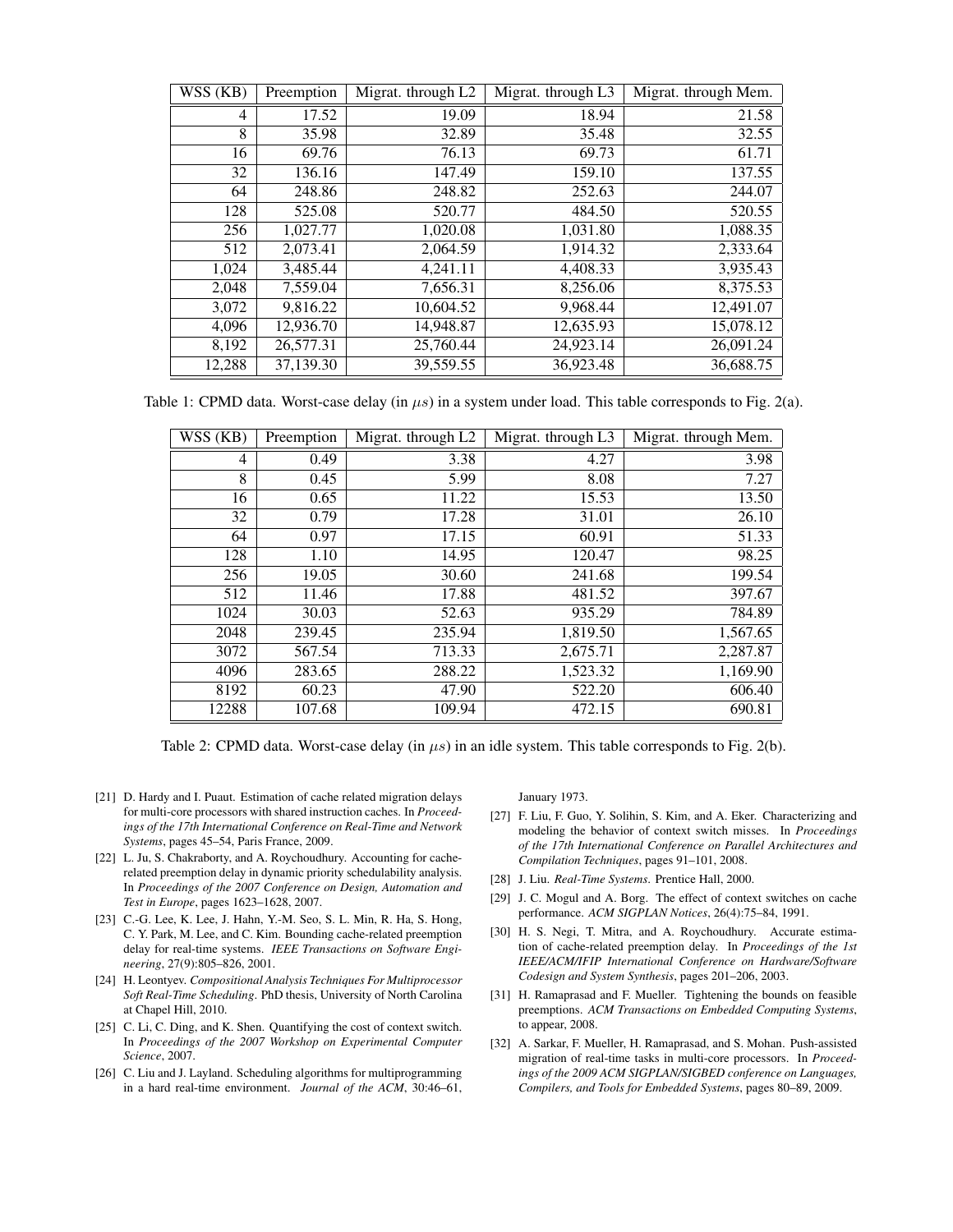| WSS (KB) | Preemption | Migrat. through L2 | Migrat. through L3 | Migrat. through Mem. |
| --- | --- | --- | --- | --- |
| 4 | 17.52 | 19.09 | 18.94 | 21.58 |
| 8 | 35.98 | 32.89 | 35.48 | 32.55 |
| 16 | 69.76 | 76.13 | 69.73 | 61.71 |
| 32 | 136.16 | 147.49 | 159.10 | 137.55 |
| 64 | 248.86 | 248.82 | 252.63 | 244.07 |
| 128 | 525.08 | 520.77 | 484.50 | 520.55 |
| 256 | 1,027.77 | 1,020.08 | 1,031.80 | 1,088.35 |
| 512 | 2,073.41 | 2,064.59 | 1,914.32 | 2,333.64 |
| 1,024 | 3,485.44 | 4,241.11 | 4,408.33 | 3,935.43 |
| 2,048 | 7,559.04 | 7,656.31 | 8,256.06 | 8,375.53 |
| 3,072 | 9,816.22 | 10,604.52 | 9,968.44 | 12,491.07 |
| 4,096 | 12,936.70 | 14,948.87 | 12,635.93 | 15,078.12 |
| 8,192 | 26,577.31 | 25,760.44 | 24,923.14 | 26,091.24 |
| 12,288 | 37,139.30 | 39,559.55 | 36,923.48 | 36,688.75 |

Table 1: CPMD data. Worst-case delay (in $\mu s$) in a system under load. This table corresponds to Fig. 2(a).

| WSS (KB) | Preemption | Migrat. through L2 | Migrat. through L3 | Migrat. through Mem. |
| --- | --- | --- | --- | --- |
| 4 | 0.49 | 3.38 | 4.27 | 3.98 |
| 8 | 0.45 | 5.99 | 8.08 | 7.27 |
| 16 | 0.65 | 11.22 | 15.53 | 13.50 |
| 32 | 0.79 | 17.28 | 31.01 | 26.10 |
| 64 | 0.97 | 17.15 | 60.91 | 51.33 |
| 128 | 1.10 | 14.95 | 120.47 | 98.25 |
| 256 | 19.05 | 30.60 | 241.68 | 199.54 |
| 512 | 11.46 | 17.88 | 481.52 | 397.67 |
| 1024 | 30.03 | 52.63 | 935.29 | 784.89 |
| 2048 | 239.45 | 235.94 | 1,819.50 | 1,567.65 |
| 3072 | 567.54 | 713.33 | 2,675.71 | 2,287.87 |
| 4096 | 283.65 | 288.22 | 1,523.32 | 1,169.90 |
| 8192 | 60.23 | 47.90 | 522.20 | 606.40 |
| 12288 | 107.68 | 109.94 | 472.15 | 690.81 |

Table 2: CPMD data. Worst-case delay (in $\mu s$) in an idle system. This table corresponds to Fig. 2(b).

[21] D. Hardy and I. Puaut. Estimation of cache related migration delays for multi-core processors with shared instruction caches. In *Proceedings of the 17th International Conference on Real-Time and Network Systems*, pages 45–54, Paris France, 2009.

[22] L. Ju, S. Chakraborty, and A. Roychoudhury. Accounting for cache-related preemption delay in dynamic priority schedulability analysis. In *Proceedings of the 2007 Conference on Design, Automation and Test in Europe*, pages 1623–1628, 2007.

[23] C.-G. Lee, K. Lee, J. Hahn, Y.-M. Seo, S. L. Min, R. Ha, S. Hong, C. Y. Park, M. Lee, and C. Kim. Bounding cache-related preemption delay for real-time systems. *IEEE Transactions on Software Engineering*, 27(9):805–826, 2001.

[24] H. Leontyev. *Compositional Analysis Techniques For Multiprocessor Soft Real-Time Scheduling*. PhD thesis, University of North Carolina at Chapel Hill, 2010.

[25] C. Li, C. Ding, and K. Shen. Quantifying the cost of context switch. In *Proceedings of the 2007 Workshop on Experimental Computer Science*, 2007.

[26] C. Liu and J. Layland. Scheduling algorithms for multiprogramming in a hard real-time environment. *Journal of the ACM*, 30:46–61, January 1973.

[27] F. Liu, F. Guo, Y. Solihin, S. Kim, and A. Eker. Characterizing and modeling the behavior of context switch misses. In *Proceedings of the 17th International Conference on Parallel Architectures and Compilation Techniques*, pages 91–101, 2008.

[28] J. Liu. *Real-Time Systems*. Prentice Hall, 2000.

[29] J. C. Mogul and A. Borg. The effect of context switches on cache performance. *ACM SIGPLAN Notices*, 26(4):75–84, 1991.

[30] H. S. Negi, T. Mitra, and A. Roychoudhury. Accurate estimation of cache-related preemption delay. In *Proceedings of the 1st IEEE/ACM/IFIP International Conference on Hardware/Software Codesign and System Synthesis*, pages 201–206, 2003.

[31] H. Ramaprasad and F. Mueller. Tightening the bounds on feasible preemptions. *ACM Transactions on Embedded Computing Systems*, to appear, 2008.

[32] A. Sarkar, F. Mueller, H. Ramaprasad, and S. Mohan. Push-assisted migration of real-time tasks in multi-core processors. In *Proceedings of the 2009 ACM SIGPLAN/SIGBED conference on Languages, Compilers, and Tools for Embedded Systems*, pages 80–89, 2009.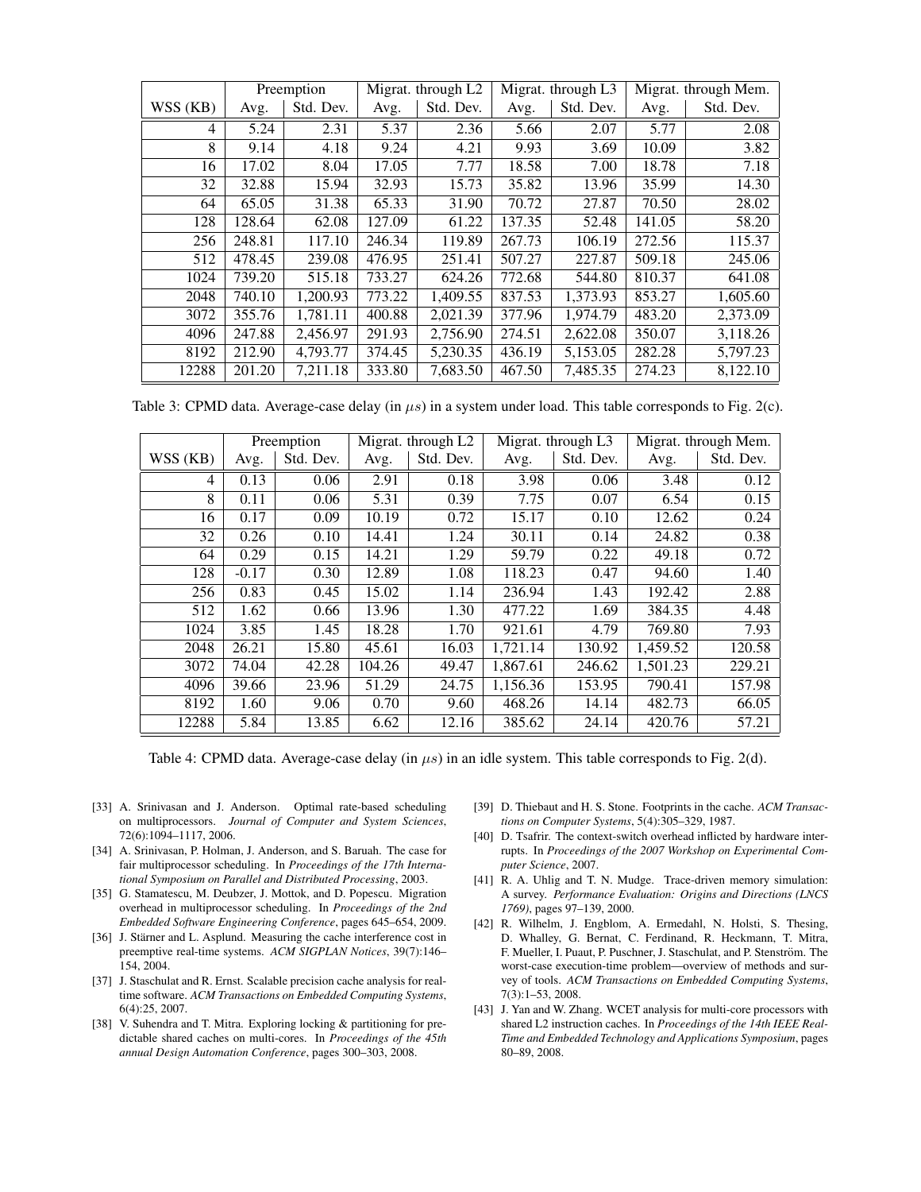| | Preemption | | Migrat. through L2 | | Migrat. through L3 | | Migrat. through Mem. | |
|---|---|---|---|---|---|---|---|---|
| WSS (KB) | Avg. | Std. Dev. | Avg. | Std. Dev. | Avg. | Std. Dev. | Avg. | Std. Dev. |
| 4 | 5.24 | 2.31 | 5.37 | 2.36 | 5.66 | 2.07 | 5.77 | 2.08 |
| 8 | 9.14 | 4.18 | 9.24 | 4.21 | 9.93 | 3.69 | 10.09 | 3.82 |
| 16 | 17.02 | 8.04 | 17.05 | 7.77 | 18.58 | 7.00 | 18.78 | 7.18 |
| 32 | 32.88 | 15.94 | 32.93 | 15.73 | 35.82 | 13.96 | 35.99 | 14.30 |
| 64 | 65.05 | 31.38 | 65.33 | 31.90 | 70.72 | 27.87 | 70.50 | 28.02 |
| 128 | 128.64 | 62.08 | 127.09 | 61.22 | 137.35 | 52.48 | 141.05 | 58.20 |
| 256 | 248.81 | 117.10 | 246.34 | 119.89 | 267.73 | 106.19 | 272.56 | 115.37 |
| 512 | 478.45 | 239.08 | 476.95 | 251.41 | 507.27 | 227.87 | 509.18 | 245.06 |
| 1024 | 739.20 | 515.18 | 733.27 | 624.26 | 772.68 | 544.80 | 810.37 | 641.08 |
| 2048 | 740.10 | 1,200.93 | 773.22 | 1,409.55 | 837.53 | 1,373.93 | 853.27 | 1,605.60 |
| 3072 | 355.76 | 1,781.11 | 400.88 | 2,021.39 | 377.96 | 1,974.79 | 483.20 | 2,373.09 |
| 4096 | 247.88 | 2,456.97 | 291.93 | 2,756.90 | 274.51 | 2,622.08 | 350.07 | 3,118.26 |
| 8192 | 212.90 | 4,793.77 | 374.45 | 5,230.35 | 436.19 | 5,153.05 | 282.28 | 5,797.23 |
| 12288 | 201.20 | 7,211.18 | 333.80 | 7,683.50 | 467.50 | 7,485.35 | 274.23 | 8,122.10 |

Table 3: CPMD data. Average-case delay (in $\mu s$) in a system under load. This table corresponds to Fig. 2(c).

| | Preemption | | Migrat. through L2 | | Migrat. through L3 | | Migrat. through Mem. | |
|---|---|---|---|---|---|---|---|---|
| WSS (KB) | Avg. | Std. Dev. | Avg. | Std. Dev. | Avg. | Std. Dev. | Avg. | Std. Dev. |
| 4 | 0.13 | 0.06 | 2.91 | 0.18 | 3.98 | 0.06 | 3.48 | 0.12 |
| 8 | 0.11 | 0.06 | 5.31 | 0.39 | 7.75 | 0.07 | 6.54 | 0.15 |
| 16 | 0.17 | 0.09 | 10.19 | 0.72 | 15.17 | 0.10 | 12.62 | 0.24 |
| 32 | 0.26 | 0.10 | 14.41 | 1.24 | 30.11 | 0.14 | 24.82 | 0.38 |
| 64 | 0.29 | 0.15 | 14.21 | 1.29 | 59.79 | 0.22 | 49.18 | 0.72 |
| 128 | -0.17 | 0.30 | 12.89 | 1.08 | 118.23 | 0.47 | 94.60 | 1.40 |
| 256 | 0.83 | 0.45 | 15.02 | 1.14 | 236.94 | 1.43 | 192.42 | 2.88 |
| 512 | 1.62 | 0.66 | 13.96 | 1.30 | 477.22 | 1.69 | 384.35 | 4.48 |
| 1024 | 3.85 | 1.45 | 18.28 | 1.70 | 921.61 | 4.79 | 769.80 | 7.93 |
| 2048 | 26.21 | 15.80 | 45.61 | 16.03 | 1,721.14 | 130.92 | 1,459.52 | 120.58 |
| 3072 | 74.04 | 42.28 | 104.26 | 49.47 | 1,867.61 | 246.62 | 1,501.23 | 229.21 |
| 4096 | 39.66 | 23.96 | 51.29 | 24.75 | 1,156.36 | 153.95 | 790.41 | 157.98 |
| 8192 | 1.60 | 9.06 | 0.70 | 9.60 | 468.26 | 14.14 | 482.73 | 66.05 |
| 12288 | 5.84 | 13.85 | 6.62 | 12.16 | 385.62 | 24.14 | 420.76 | 57.21 |

Table 4: CPMD data. Average-case delay (in $\mu s$) in an idle system. This table corresponds to Fig. 2(d).

[33] A. Srinivasan and J. Anderson. Optimal rate-based scheduling on multiprocessors. *Journal of Computer and System Sciences*, 72(6):1094–1117, 2006.

[34] A. Srinivasan, P. Holman, J. Anderson, and S. Baruah. The case for fair multiprocessor scheduling. In *Proceedings of the 17th International Symposium on Parallel and Distributed Processing*, 2003.

[35] G. Stamatescu, M. Deubzer, J. Mottok, and D. Popescu. Migration overhead in multiprocessor scheduling. In *Proceedings of the 2nd Embedded Software Engineering Conference*, pages 645–654, 2009.

[36] J. Stärner and L. Asplund. Measuring the cache interference cost in preemptive real-time systems. *ACM SIGPLAN Notices*, 39(7):146–154, 2004.

[37] J. Staschulat and R. Ernst. Scalable precision cache analysis for real-time software. *ACM Transactions on Embedded Computing Systems*, 6(4):25, 2007.

[38] V. Suhendra and T. Mitra. Exploring locking & partitioning for predictable shared caches on multi-cores. In *Proceedings of the 45th annual Design Automation Conference*, pages 300–303, 2008.

[39] D. Thiebaut and H. S. Stone. Footprints in the cache. *ACM Transactions on Computer Systems*, 5(4):305–329, 1987.

[40] D. Tsafrir. The context-switch overhead inflicted by hardware interrupts. In *Proceedings of the 2007 Workshop on Experimental Computer Science*, 2007.

[41] R. A. Uhlig and T. N. Mudge. Trace-driven memory simulation: A survey. *Performance Evaluation: Origins and Directions (LNCS 1769)*, pages 97–139, 2000.

[42] R. Wilhelm, J. Engblom, A. Ermedahl, N. Holsti, S. Thesing, D. Whalley, G. Bernat, C. Ferdinand, R. Heckmann, T. Mitra, F. Mueller, I. Puaut, P. Puschner, J. Staschulat, and P. Stenström. The worst-case execution-time problem—overview of methods and survey of tools. *ACM Transactions on Embedded Computing Systems*, 7(3):1–53, 2008.

[43] J. Yan and W. Zhang. WCET analysis for multi-core processors with shared L2 instruction caches. In *Proceedings of the 14th IEEE Real-Time and Embedded Technology and Applications Symposium*, pages 80–89, 2008.